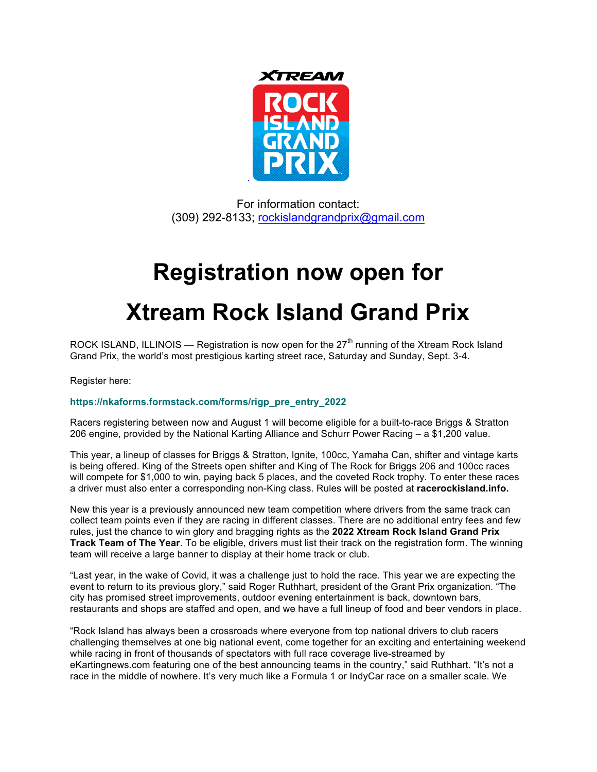For information contact:
(309) 292-8133; rockislandgrandprix@gmail.com

# Registration now open for Xtream Rock Island Grand Prix

ROCK ISLAND, ILLINOIS — Registration is now open for the 27th running of the Xtream Rock Island Grand Prix, the world's most prestigious karting street race, Saturday and Sunday, Sept. 3-4.

Register here:

**https://nkaforms.formstack.com/forms/rigp_pre_entry_2022**

Racers registering between now and August 1 will become eligible for a built-to-race Briggs & Stratton 206 engine, provided by the National Karting Alliance and Schurr Power Racing – a $1,200 value.

This year, a lineup of classes for Briggs & Stratton, Ignite, 100cc, Yamaha Can, shifter and vintage karts is being offered. King of the Streets open shifter and King of The Rock for Briggs 206 and 100cc races will compete for $1,000 to win, paying back 5 places, and the coveted Rock trophy. To enter these races a driver must also enter a corresponding non-King class. Rules will be posted at **racerockisland.info.**

New this year is a previously announced new team competition where drivers from the same track can collect team points even if they are racing in different classes. There are no additional entry fees and few rules, just the chance to win glory and bragging rights as the **2022 Xtream Rock Island Grand Prix Track Team of The Year**. To be eligible, drivers must list their track on the registration form. The winning team will receive a large banner to display at their home track or club.

"Last year, in the wake of Covid, it was a challenge just to hold the race. This year we are expecting the event to return to its previous glory," said Roger Ruthhart, president of the Grant Prix organization. "The city has promised street improvements, outdoor evening entertainment is back, downtown bars, restaurants and shops are staffed and open, and we have a full lineup of food and beer vendors in place.

"Rock Island has always been a crossroads where everyone from top national drivers to club racers challenging themselves at one big national event, come together for an exciting and entertaining weekend while racing in front of thousands of spectators with full race coverage live-streamed by eKartingnews.com featuring one of the best announcing teams in the country," said Ruthhart. "It's not a race in the middle of nowhere. It's very much like a Formula 1 or IndyCar race on a smaller scale. We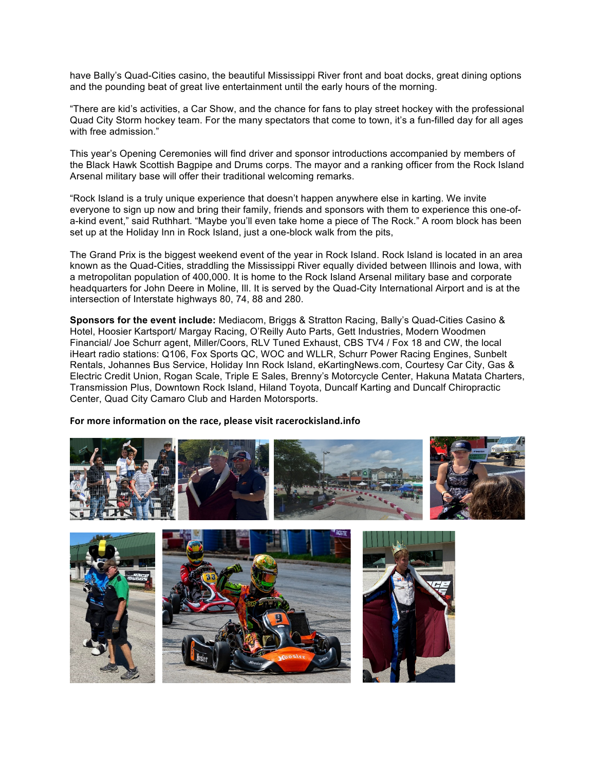have Bally's Quad-Cities casino, the beautiful Mississippi River front and boat docks, great dining options and the pounding beat of great live entertainment until the early hours of the morning.

"There are kid's activities, a Car Show, and the chance for fans to play street hockey with the professional Quad City Storm hockey team. For the many spectators that come to town, it's a fun-filled day for all ages with free admission."

This year's Opening Ceremonies will find driver and sponsor introductions accompanied by members of the Black Hawk Scottish Bagpipe and Drums corps. The mayor and a ranking officer from the Rock Island Arsenal military base will offer their traditional welcoming remarks.

"Rock Island is a truly unique experience that doesn't happen anywhere else in karting. We invite everyone to sign up now and bring their family, friends and sponsors with them to experience this one-of-a-kind event," said Ruthhart. "Maybe you'll even take home a piece of The Rock." A room block has been set up at the Holiday Inn in Rock Island, just a one-block walk from the pits,

The Grand Prix is the biggest weekend event of the year in Rock Island. Rock Island is located in an area known as the Quad-Cities, straddling the Mississippi River equally divided between Illinois and Iowa, with a metropolitan population of 400,000. It is home to the Rock Island Arsenal military base and corporate headquarters for John Deere in Moline, Ill. It is served by the Quad-City International Airport and is at the intersection of Interstate highways 80, 74, 88 and 280.

**Sponsors for the event include:** Mediacom, Briggs & Stratton Racing, Bally's Quad-Cities Casino & Hotel, Hoosier Kartsport/ Margay Racing, O'Reilly Auto Parts, Gett Industries, Modern Woodmen Financial/ Joe Schurr agent, Miller/Coors, RLV Tuned Exhaust, CBS TV4 / Fox 18 and CW, the local iHeart radio stations: Q106, Fox Sports QC, WOC and WLLR, Schurr Power Racing Engines, Sunbelt Rentals, Johannes Bus Service, Holiday Inn Rock Island, eKartingNews.com, Courtesy Car City, Gas & Electric Credit Union, Rogan Scale, Triple E Sales, Brenny's Motorcycle Center, Hakuna Matata Charters, Transmission Plus, Downtown Rock Island, Hiland Toyota, Duncalf Karting and Duncalf Chiropractic Center, Quad City Camaro Club and Harden Motorsports.

**For more information on the race, please visit racerockisland.info**